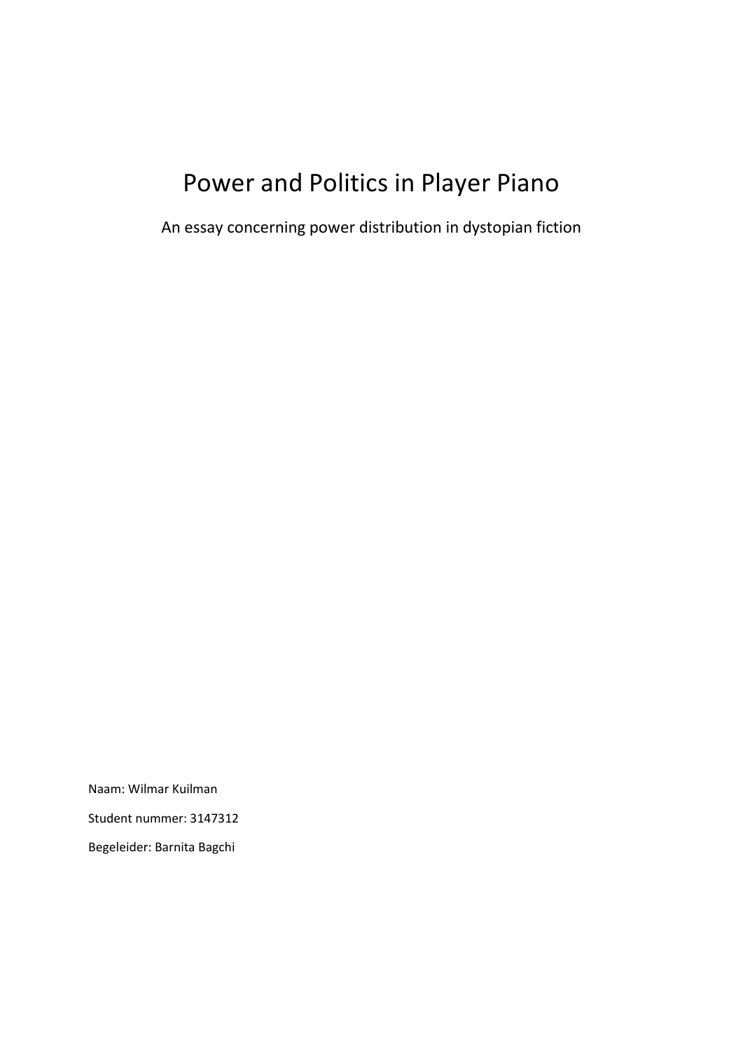# Power and Politics in Player Piano

An essay concerning power distribution in dystopian fiction

Naam: Wilmar Kuilman

Student nummer: 3147312

Begeleider: Barnita Bagchi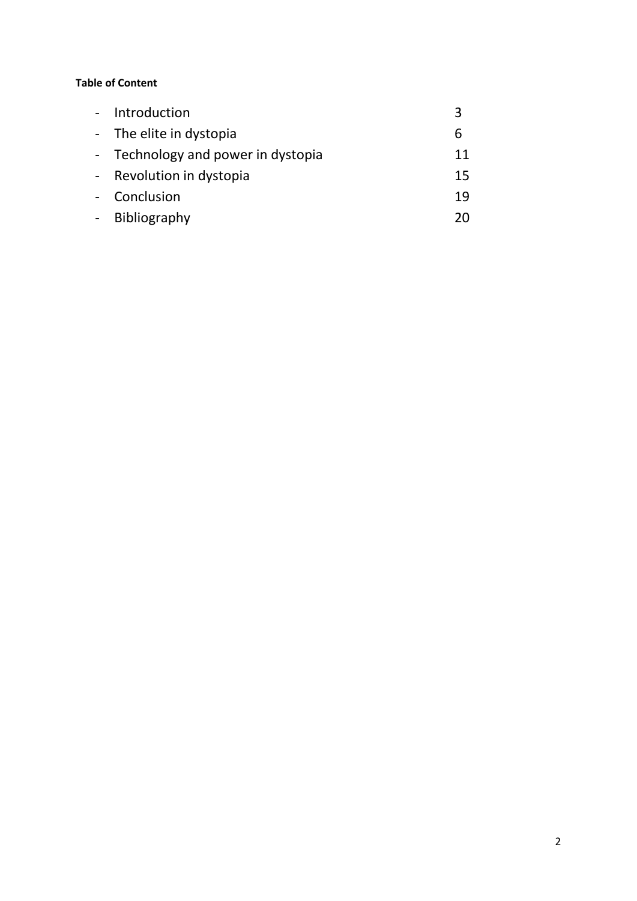**Table of Content**

- Introduction 3
- The elite in dystopia 6
- Technology and power in dystopia 11
- Revolution in dystopia 15
- Conclusion 19
- Bibliography 20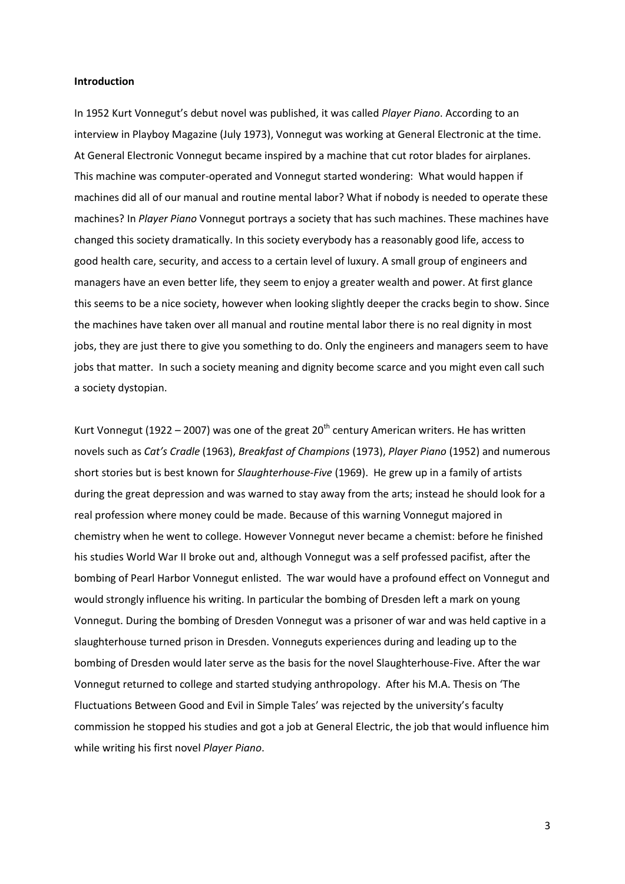**Introduction**

In 1952 Kurt Vonnegut's debut novel was published, it was called *Player Piano*. According to an interview in Playboy Magazine (July 1973), Vonnegut was working at General Electronic at the time. At General Electronic Vonnegut became inspired by a machine that cut rotor blades for airplanes. This machine was computer-operated and Vonnegut started wondering: What would happen if machines did all of our manual and routine mental labor? What if nobody is needed to operate these machines? In *Player Piano* Vonnegut portrays a society that has such machines. These machines have changed this society dramatically. In this society everybody has a reasonably good life, access to good health care, security, and access to a certain level of luxury. A small group of engineers and managers have an even better life, they seem to enjoy a greater wealth and power. At first glance this seems to be a nice society, however when looking slightly deeper the cracks begin to show. Since the machines have taken over all manual and routine mental labor there is no real dignity in most jobs, they are just there to give you something to do. Only the engineers and managers seem to have jobs that matter. In such a society meaning and dignity become scarce and you might even call such a society dystopian.

Kurt Vonnegut (1922 – 2007) was one of the great 20th century American writers. He has written novels such as *Cat's Cradle* (1963), *Breakfast of Champions* (1973), *Player Piano* (1952) and numerous short stories but is best known for *Slaughterhouse-Five* (1969). He grew up in a family of artists during the great depression and was warned to stay away from the arts; instead he should look for a real profession where money could be made. Because of this warning Vonnegut majored in chemistry when he went to college. However Vonnegut never became a chemist: before he finished his studies World War II broke out and, although Vonnegut was a self professed pacifist, after the bombing of Pearl Harbor Vonnegut enlisted. The war would have a profound effect on Vonnegut and would strongly influence his writing. In particular the bombing of Dresden left a mark on young Vonnegut. During the bombing of Dresden Vonnegut was a prisoner of war and was held captive in a slaughterhouse turned prison in Dresden. Vonneguts experiences during and leading up to the bombing of Dresden would later serve as the basis for the novel Slaughterhouse-Five. After the war Vonnegut returned to college and started studying anthropology. After his M.A. Thesis on 'The Fluctuations Between Good and Evil in Simple Tales' was rejected by the university's faculty commission he stopped his studies and got a job at General Electric, the job that would influence him while writing his first novel *Player Piano*.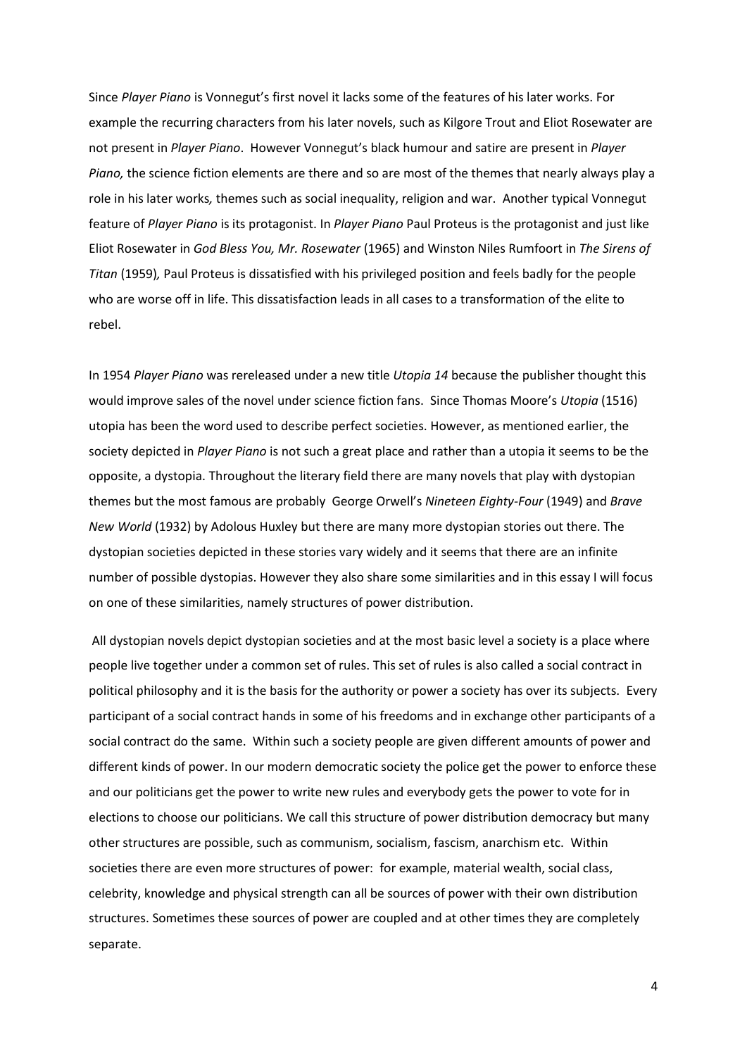Since *Player Piano* is Vonnegut's first novel it lacks some of the features of his later works. For example the recurring characters from his later novels, such as Kilgore Trout and Eliot Rosewater are not present in *Player Piano*. However Vonnegut's black humour and satire are present in *Player Piano,* the science fiction elements are there and so are most of the themes that nearly always play a role in his later works*,* themes such as social inequality, religion and war. Another typical Vonnegut feature of *Player Piano* is its protagonist. In *Player Piano* Paul Proteus is the protagonist and just like Eliot Rosewater in *God Bless You, Mr. Rosewater* (1965) and Winston Niles Rumfoort in *The Sirens of Titan* (1959)*,* Paul Proteus is dissatisfied with his privileged position and feels badly for the people who are worse off in life. This dissatisfaction leads in all cases to a transformation of the elite to rebel.

In 1954 *Player Piano* was rereleased under a new title *Utopia 14* because the publisher thought this would improve sales of the novel under science fiction fans. Since Thomas Moore's *Utopia* (1516) utopia has been the word used to describe perfect societies. However, as mentioned earlier, the society depicted in *Player Piano* is not such a great place and rather than a utopia it seems to be the opposite, a dystopia. Throughout the literary field there are many novels that play with dystopian themes but the most famous are probably George Orwell's *Nineteen Eighty-Four* (1949) and *Brave New World* (1932) by Adolous Huxley but there are many more dystopian stories out there. The dystopian societies depicted in these stories vary widely and it seems that there are an infinite number of possible dystopias. However they also share some similarities and in this essay I will focus on one of these similarities, namely structures of power distribution.

All dystopian novels depict dystopian societies and at the most basic level a society is a place where people live together under a common set of rules. This set of rules is also called a social contract in political philosophy and it is the basis for the authority or power a society has over its subjects. Every participant of a social contract hands in some of his freedoms and in exchange other participants of a social contract do the same. Within such a society people are given different amounts of power and different kinds of power. In our modern democratic society the police get the power to enforce these and our politicians get the power to write new rules and everybody gets the power to vote for in elections to choose our politicians. We call this structure of power distribution democracy but many other structures are possible, such as communism, socialism, fascism, anarchism etc. Within societies there are even more structures of power: for example, material wealth, social class, celebrity, knowledge and physical strength can all be sources of power with their own distribution structures. Sometimes these sources of power are coupled and at other times they are completely separate.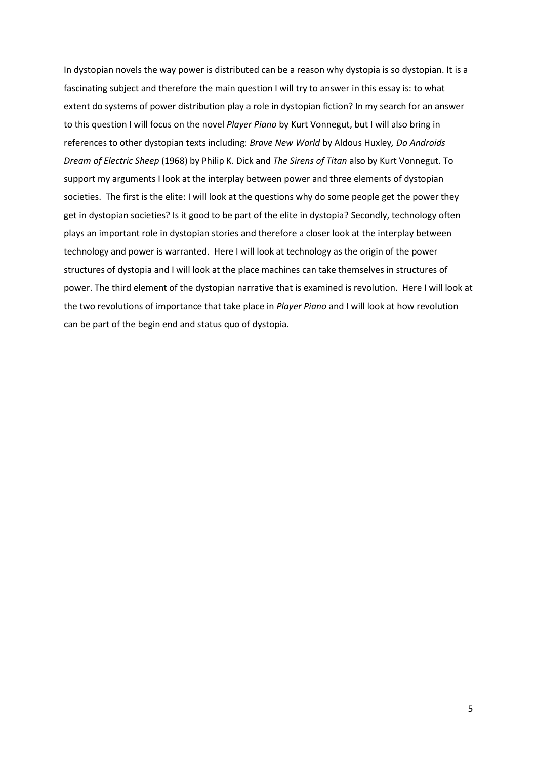In dystopian novels the way power is distributed can be a reason why dystopia is so dystopian. It is a fascinating subject and therefore the main question I will try to answer in this essay is: to what extent do systems of power distribution play a role in dystopian fiction? In my search for an answer to this question I will focus on the novel *Player Piano* by Kurt Vonnegut, but I will also bring in references to other dystopian texts including: *Brave New World* by Aldous Huxley*, Do Androids Dream of Electric Sheep* (1968) by Philip K. Dick and *The Sirens of Titan* also by Kurt Vonnegut. To support my arguments I look at the interplay between power and three elements of dystopian societies. The first is the elite: I will look at the questions why do some people get the power they get in dystopian societies? Is it good to be part of the elite in dystopia? Secondly, technology often plays an important role in dystopian stories and therefore a closer look at the interplay between technology and power is warranted. Here I will look at technology as the origin of the power structures of dystopia and I will look at the place machines can take themselves in structures of power. The third element of the dystopian narrative that is examined is revolution. Here I will look at the two revolutions of importance that take place in *Player Piano* and I will look at how revolution can be part of the begin end and status quo of dystopia.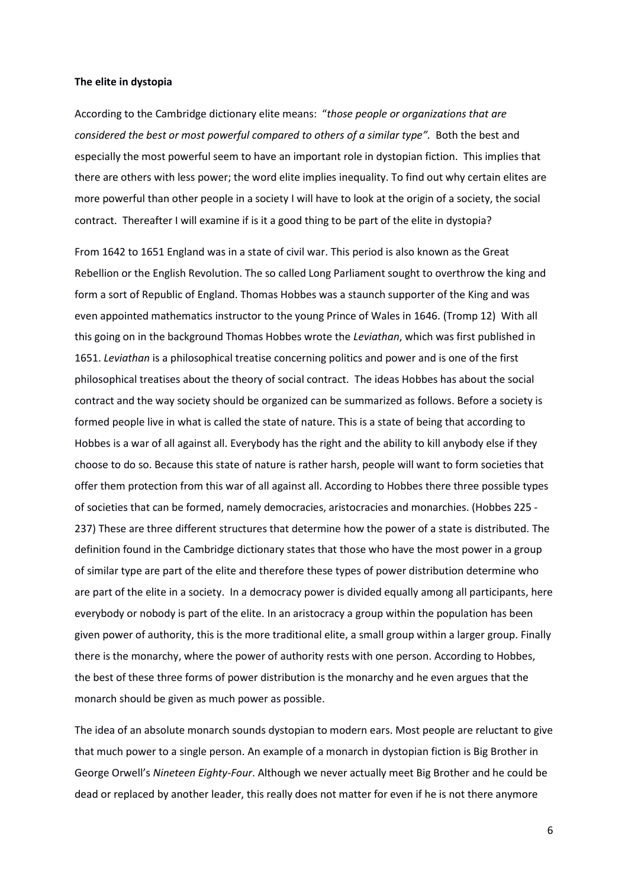**The elite in dystopia**

According to the Cambridge dictionary elite means: "*those people or organizations that are considered the best or most powerful compared to others of a similar type"*. Both the best and especially the most powerful seem to have an important role in dystopian fiction. This implies that there are others with less power; the word elite implies inequality. To find out why certain elites are more powerful than other people in a society I will have to look at the origin of a society, the social contract. Thereafter I will examine if is it a good thing to be part of the elite in dystopia?

From 1642 to 1651 England was in a state of civil war. This period is also known as the Great Rebellion or the English Revolution. The so called Long Parliament sought to overthrow the king and form a sort of Republic of England. Thomas Hobbes was a staunch supporter of the King and was even appointed mathematics instructor to the young Prince of Wales in 1646. (Tromp 12) With all this going on in the background Thomas Hobbes wrote the *Leviathan*, which was first published in 1651. *Leviathan* is a philosophical treatise concerning politics and power and is one of the first philosophical treatises about the theory of social contract. The ideas Hobbes has about the social contract and the way society should be organized can be summarized as follows. Before a society is formed people live in what is called the state of nature. This is a state of being that according to Hobbes is a war of all against all. Everybody has the right and the ability to kill anybody else if they choose to do so. Because this state of nature is rather harsh, people will want to form societies that offer them protection from this war of all against all. According to Hobbes there three possible types of societies that can be formed, namely democracies, aristocracies and monarchies. (Hobbes 225 - 237) These are three different structures that determine how the power of a state is distributed. The definition found in the Cambridge dictionary states that those who have the most power in a group of similar type are part of the elite and therefore these types of power distribution determine who are part of the elite in a society. In a democracy power is divided equally among all participants, here everybody or nobody is part of the elite. In an aristocracy a group within the population has been given power of authority, this is the more traditional elite, a small group within a larger group. Finally there is the monarchy, where the power of authority rests with one person. According to Hobbes, the best of these three forms of power distribution is the monarchy and he even argues that the monarch should be given as much power as possible.

The idea of an absolute monarch sounds dystopian to modern ears. Most people are reluctant to give that much power to a single person. An example of a monarch in dystopian fiction is Big Brother in George Orwell's *Nineteen Eighty-Four*. Although we never actually meet Big Brother and he could be dead or replaced by another leader, this really does not matter for even if he is not there anymore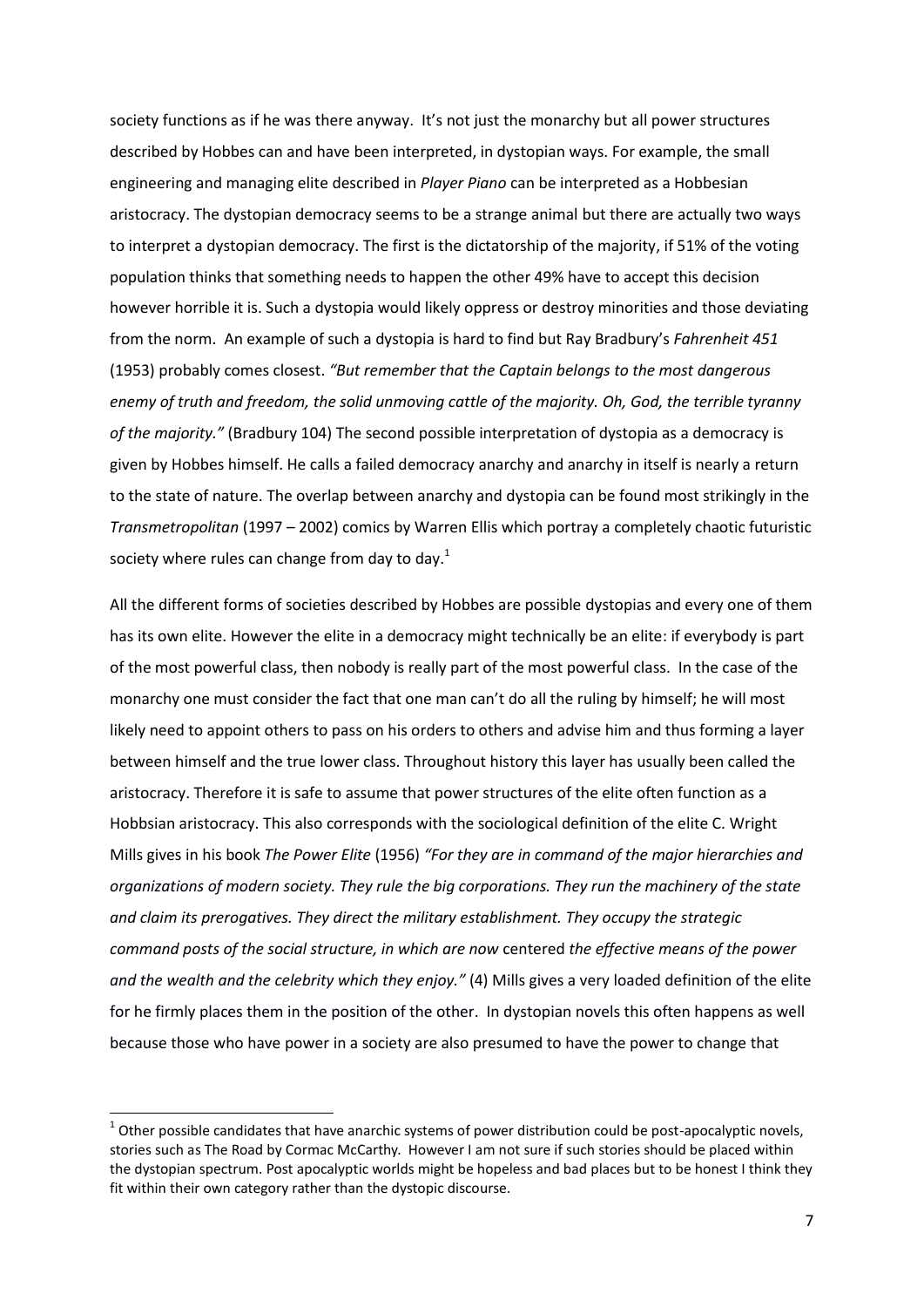society functions as if he was there anyway. It's not just the monarchy but all power structures described by Hobbes can and have been interpreted, in dystopian ways. For example, the small engineering and managing elite described in *Player Piano* can be interpreted as a Hobbesian aristocracy. The dystopian democracy seems to be a strange animal but there are actually two ways to interpret a dystopian democracy. The first is the dictatorship of the majority, if 51% of the voting population thinks that something needs to happen the other 49% have to accept this decision however horrible it is. Such a dystopia would likely oppress or destroy minorities and those deviating from the norm. An example of such a dystopia is hard to find but Ray Bradbury's *Fahrenheit 451* (1953) probably comes closest. *"But remember that the Captain belongs to the most dangerous enemy of truth and freedom, the solid unmoving cattle of the majority. Oh, God, the terrible tyranny of the majority."* (Bradbury 104) The second possible interpretation of dystopia as a democracy is given by Hobbes himself. He calls a failed democracy anarchy and anarchy in itself is nearly a return to the state of nature. The overlap between anarchy and dystopia can be found most strikingly in the *Transmetropolitan* (1997 – 2002) comics by Warren Ellis which portray a completely chaotic futuristic society where rules can change from day to day.[1]

All the different forms of societies described by Hobbes are possible dystopias and every one of them has its own elite. However the elite in a democracy might technically be an elite: if everybody is part of the most powerful class, then nobody is really part of the most powerful class. In the case of the monarchy one must consider the fact that one man can't do all the ruling by himself; he will most likely need to appoint others to pass on his orders to others and advise him and thus forming a layer between himself and the true lower class. Throughout history this layer has usually been called the aristocracy. Therefore it is safe to assume that power structures of the elite often function as a Hobbsian aristocracy. This also corresponds with the sociological definition of the elite C. Wright Mills gives in his book *The Power Elite* (1956) *"For they are in command of the major hierarchies and organizations of modern society. They rule the big corporations. They run the machinery of the state and claim its prerogatives. They direct the military establishment. They occupy the strategic command posts of the social structure, in which are now* centered *the effective means of the power and the wealth and the celebrity which they enjoy."* (4) Mills gives a very loaded definition of the elite for he firmly places them in the position of the other. In dystopian novels this often happens as well because those who have power in a society are also presumed to have the power to change that

[1] Other possible candidates that have anarchic systems of power distribution could be post-apocalyptic novels, stories such as The Road by Cormac McCarthy. However I am not sure if such stories should be placed within the dystopian spectrum. Post apocalyptic worlds might be hopeless and bad places but to be honest I think they fit within their own category rather than the dystopic discourse.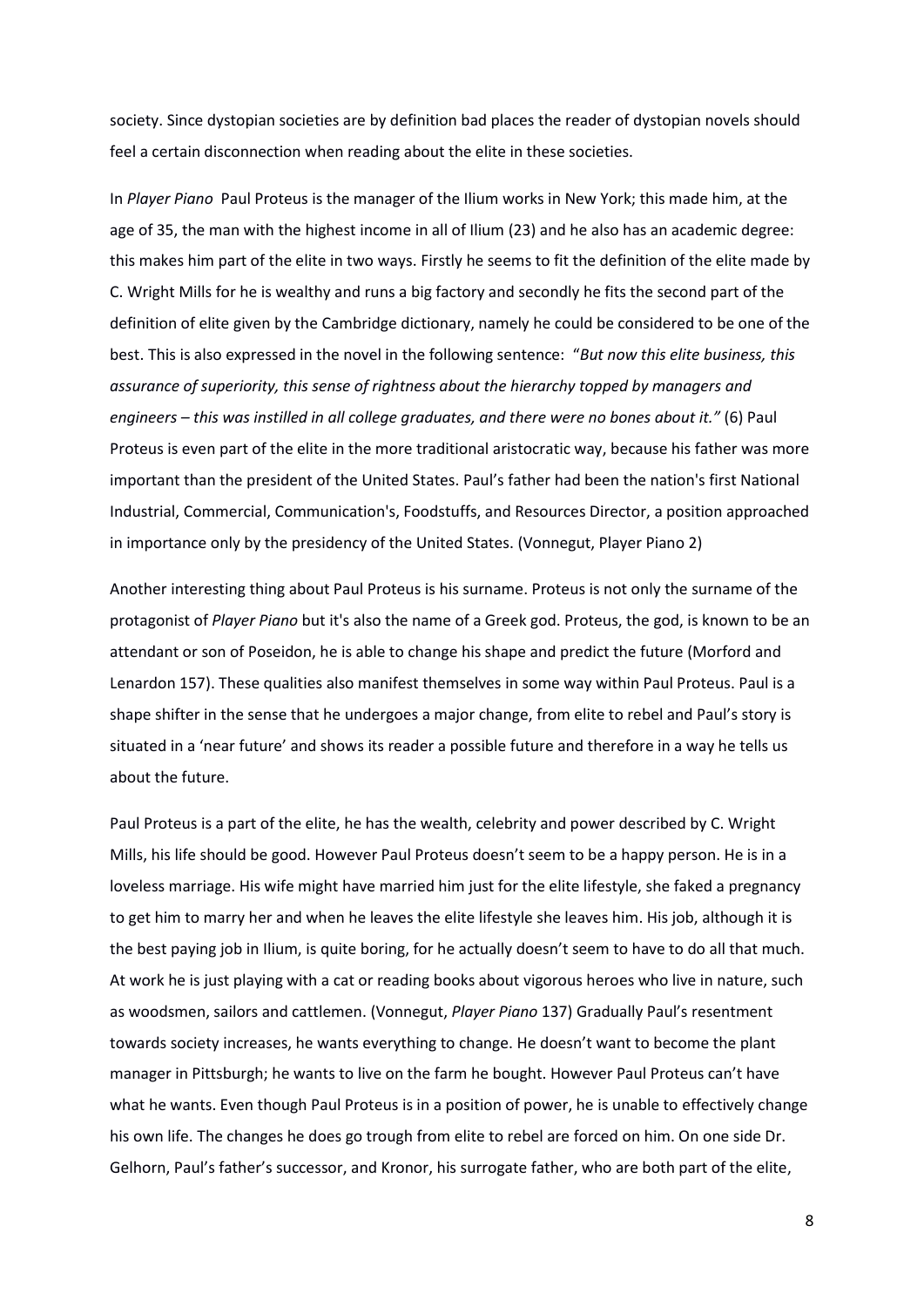society. Since dystopian societies are by definition bad places the reader of dystopian novels should feel a certain disconnection when reading about the elite in these societies.

In *Player Piano* Paul Proteus is the manager of the Ilium works in New York; this made him, at the age of 35, the man with the highest income in all of Ilium (23) and he also has an academic degree: this makes him part of the elite in two ways. Firstly he seems to fit the definition of the elite made by C. Wright Mills for he is wealthy and runs a big factory and secondly he fits the second part of the definition of elite given by the Cambridge dictionary, namely he could be considered to be one of the best. This is also expressed in the novel in the following sentence: "*But now this elite business, this assurance of superiority, this sense of rightness about the hierarchy topped by managers and engineers – this was instilled in all college graduates, and there were no bones about it."* (6) Paul Proteus is even part of the elite in the more traditional aristocratic way, because his father was more important than the president of the United States. Paul's father had been the nation's first National Industrial, Commercial, Communication's, Foodstuffs, and Resources Director, a position approached in importance only by the presidency of the United States. (Vonnegut, Player Piano 2)

Another interesting thing about Paul Proteus is his surname. Proteus is not only the surname of the protagonist of *Player Piano* but it's also the name of a Greek god. Proteus, the god, is known to be an attendant or son of Poseidon, he is able to change his shape and predict the future (Morford and Lenardon 157). These qualities also manifest themselves in some way within Paul Proteus. Paul is a shape shifter in the sense that he undergoes a major change, from elite to rebel and Paul's story is situated in a 'near future' and shows its reader a possible future and therefore in a way he tells us about the future.

Paul Proteus is a part of the elite, he has the wealth, celebrity and power described by C. Wright Mills, his life should be good. However Paul Proteus doesn't seem to be a happy person. He is in a loveless marriage. His wife might have married him just for the elite lifestyle, she faked a pregnancy to get him to marry her and when he leaves the elite lifestyle she leaves him. His job, although it is the best paying job in Ilium, is quite boring, for he actually doesn't seem to have to do all that much. At work he is just playing with a cat or reading books about vigorous heroes who live in nature, such as woodsmen, sailors and cattlemen. (Vonnegut, *Player Piano* 137) Gradually Paul's resentment towards society increases, he wants everything to change. He doesn't want to become the plant manager in Pittsburgh; he wants to live on the farm he bought. However Paul Proteus can't have what he wants. Even though Paul Proteus is in a position of power, he is unable to effectively change his own life. The changes he does go trough from elite to rebel are forced on him. On one side Dr. Gelhorn, Paul's father's successor, and Kronor, his surrogate father, who are both part of the elite,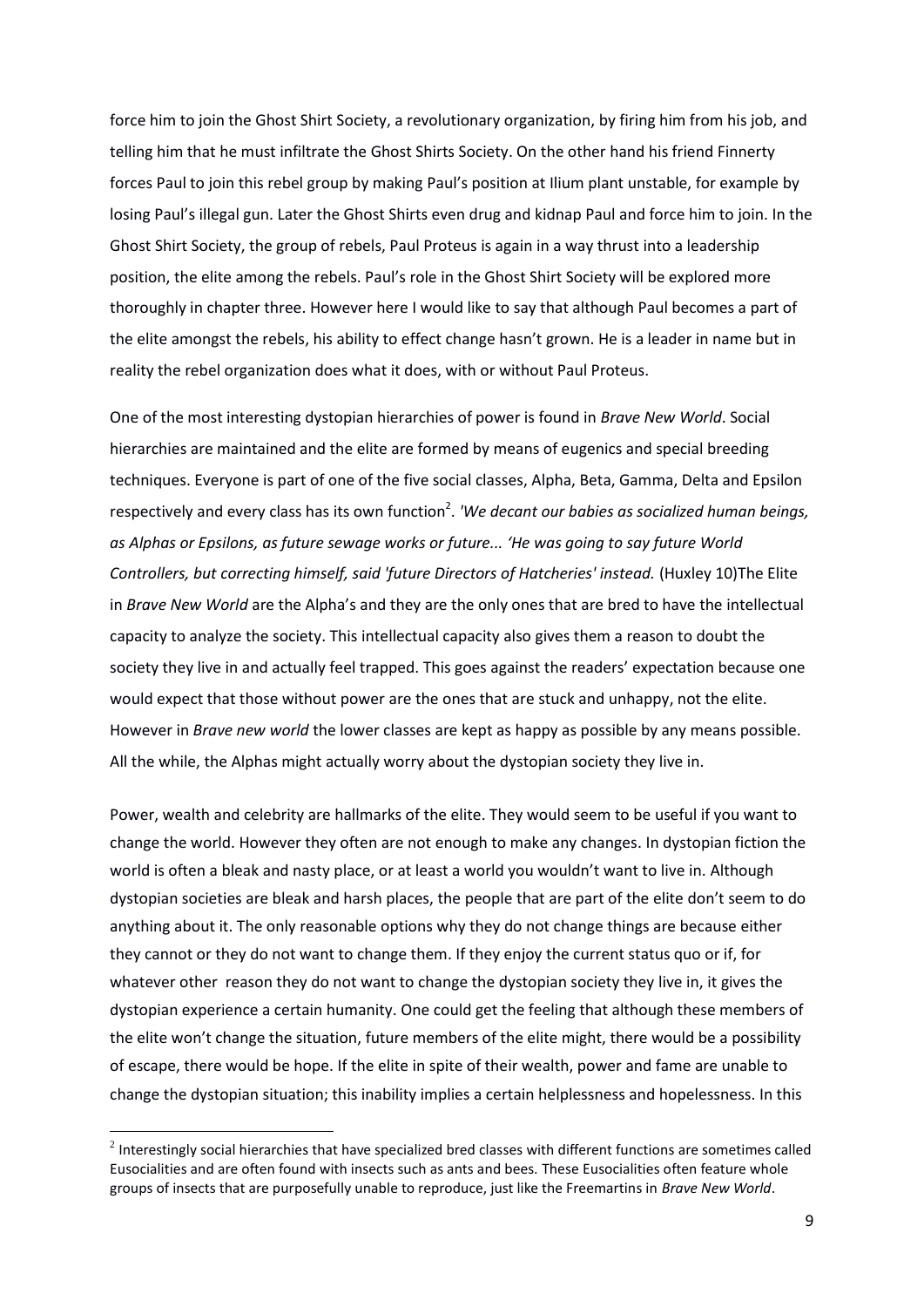force him to join the Ghost Shirt Society, a revolutionary organization, by firing him from his job, and telling him that he must infiltrate the Ghost Shirts Society. On the other hand his friend Finnerty forces Paul to join this rebel group by making Paul's position at Ilium plant unstable, for example by losing Paul's illegal gun. Later the Ghost Shirts even drug and kidnap Paul and force him to join. In the Ghost Shirt Society, the group of rebels, Paul Proteus is again in a way thrust into a leadership position, the elite among the rebels. Paul's role in the Ghost Shirt Society will be explored more thoroughly in chapter three. However here I would like to say that although Paul becomes a part of the elite amongst the rebels, his ability to effect change hasn't grown. He is a leader in name but in reality the rebel organization does what it does, with or without Paul Proteus.

One of the most interesting dystopian hierarchies of power is found in *Brave New World*. Social hierarchies are maintained and the elite are formed by means of eugenics and special breeding techniques. Everyone is part of one of the five social classes, Alpha, Beta, Gamma, Delta and Epsilon respectively and every class has its own function[2]. *'We decant our babies as socialized human beings, as Alphas or Epsilons, as future sewage works or future... 'He was going to say future World Controllers, but correcting himself, said 'future Directors of Hatcheries' instead.* (Huxley 10)The Elite in *Brave New World* are the Alpha's and they are the only ones that are bred to have the intellectual capacity to analyze the society. This intellectual capacity also gives them a reason to doubt the society they live in and actually feel trapped. This goes against the readers' expectation because one would expect that those without power are the ones that are stuck and unhappy, not the elite. However in *Brave new world* the lower classes are kept as happy as possible by any means possible. All the while, the Alphas might actually worry about the dystopian society they live in.

Power, wealth and celebrity are hallmarks of the elite. They would seem to be useful if you want to change the world. However they often are not enough to make any changes. In dystopian fiction the world is often a bleak and nasty place, or at least a world you wouldn't want to live in. Although dystopian societies are bleak and harsh places, the people that are part of the elite don't seem to do anything about it. The only reasonable options why they do not change things are because either they cannot or they do not want to change them. If they enjoy the current status quo or if, for whatever other reason they do not want to change the dystopian society they live in, it gives the dystopian experience a certain humanity. One could get the feeling that although these members of the elite won't change the situation, future members of the elite might, there would be a possibility of escape, there would be hope. If the elite in spite of their wealth, power and fame are unable to change the dystopian situation; this inability implies a certain helplessness and hopelessness. In this

[2] Interestingly social hierarchies that have specialized bred classes with different functions are sometimes called Eusocialities and are often found with insects such as ants and bees. These Eusocialities often feature whole groups of insects that are purposefully unable to reproduce, just like the Freemartins in *Brave New World*.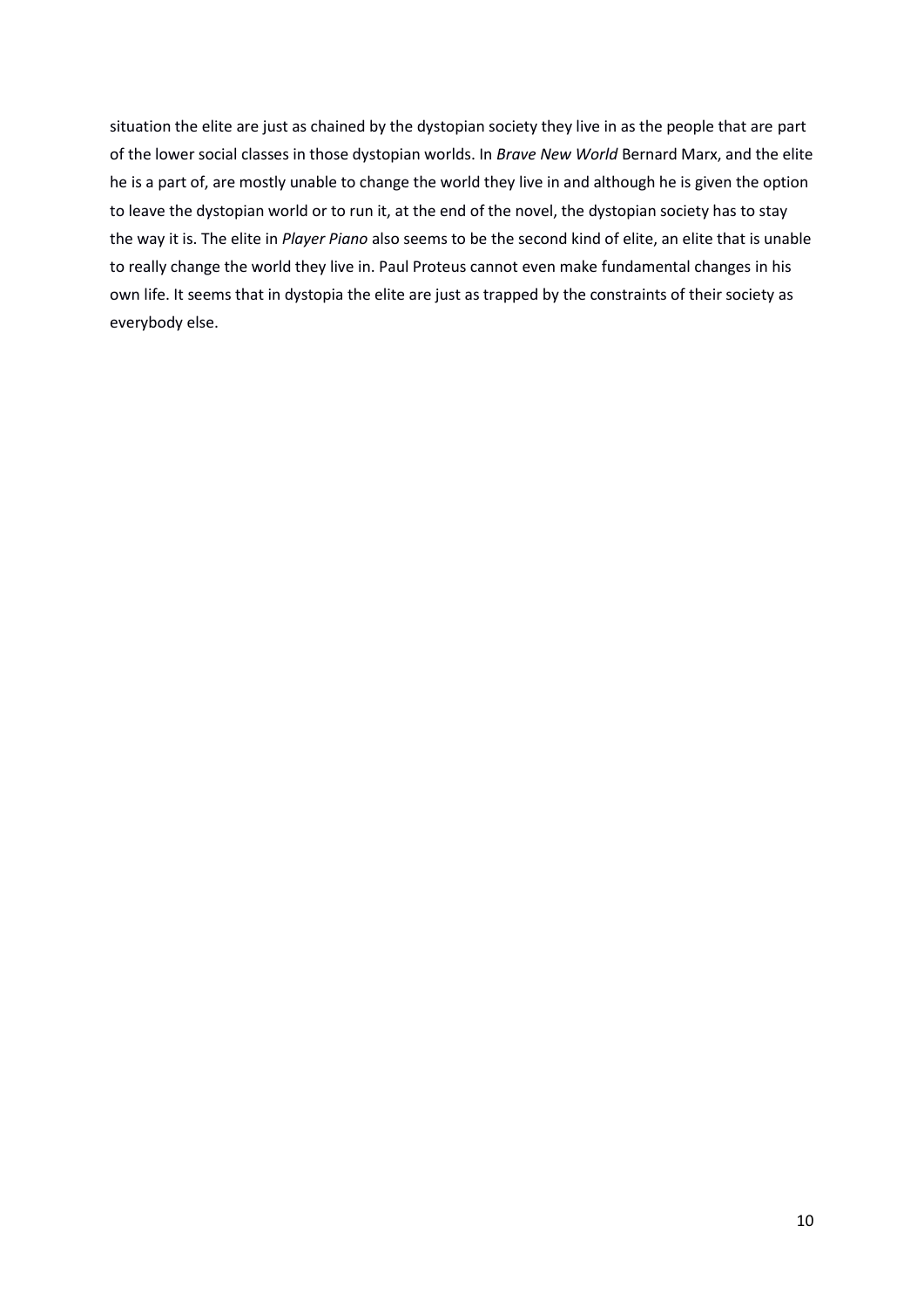situation the elite are just as chained by the dystopian society they live in as the people that are part of the lower social classes in those dystopian worlds. In *Brave New World* Bernard Marx, and the elite he is a part of, are mostly unable to change the world they live in and although he is given the option to leave the dystopian world or to run it, at the end of the novel, the dystopian society has to stay the way it is. The elite in *Player Piano* also seems to be the second kind of elite, an elite that is unable to really change the world they live in. Paul Proteus cannot even make fundamental changes in his own life. It seems that in dystopia the elite are just as trapped by the constraints of their society as everybody else.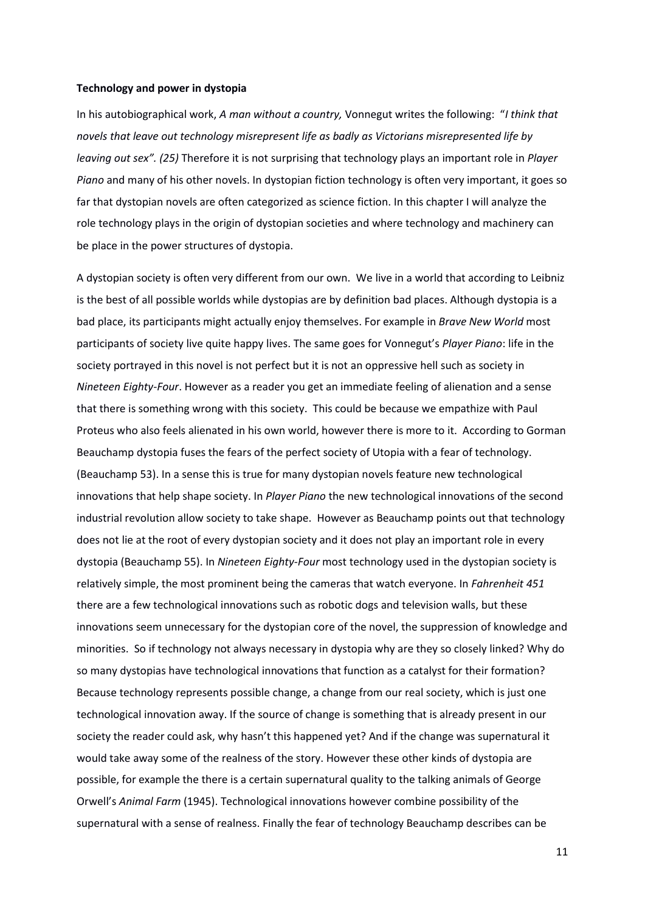**Technology and power in dystopia**

In his autobiographical work, *A man without a country,* Vonnegut writes the following: "*I think that novels that leave out technology misrepresent life as badly as Victorians misrepresented life by leaving out sex". (25)* Therefore it is not surprising that technology plays an important role in *Player Piano* and many of his other novels. In dystopian fiction technology is often very important, it goes so far that dystopian novels are often categorized as science fiction. In this chapter I will analyze the role technology plays in the origin of dystopian societies and where technology and machinery can be place in the power structures of dystopia.

A dystopian society is often very different from our own. We live in a world that according to Leibniz is the best of all possible worlds while dystopias are by definition bad places. Although dystopia is a bad place, its participants might actually enjoy themselves. For example in *Brave New World* most participants of society live quite happy lives. The same goes for Vonnegut's *Player Piano*: life in the society portrayed in this novel is not perfect but it is not an oppressive hell such as society in *Nineteen Eighty-Four*. However as a reader you get an immediate feeling of alienation and a sense that there is something wrong with this society. This could be because we empathize with Paul Proteus who also feels alienated in his own world, however there is more to it. According to Gorman Beauchamp dystopia fuses the fears of the perfect society of Utopia with a fear of technology. (Beauchamp 53). In a sense this is true for many dystopian novels feature new technological innovations that help shape society. In *Player Piano* the new technological innovations of the second industrial revolution allow society to take shape. However as Beauchamp points out that technology does not lie at the root of every dystopian society and it does not play an important role in every dystopia (Beauchamp 55). In *Nineteen Eighty-Four* most technology used in the dystopian society is relatively simple, the most prominent being the cameras that watch everyone. In *Fahrenheit 451* there are a few technological innovations such as robotic dogs and television walls, but these innovations seem unnecessary for the dystopian core of the novel, the suppression of knowledge and minorities. So if technology not always necessary in dystopia why are they so closely linked? Why do so many dystopias have technological innovations that function as a catalyst for their formation? Because technology represents possible change, a change from our real society, which is just one technological innovation away. If the source of change is something that is already present in our society the reader could ask, why hasn't this happened yet? And if the change was supernatural it would take away some of the realness of the story. However these other kinds of dystopia are possible, for example the there is a certain supernatural quality to the talking animals of George Orwell's *Animal Farm* (1945). Technological innovations however combine possibility of the supernatural with a sense of realness. Finally the fear of technology Beauchamp describes can be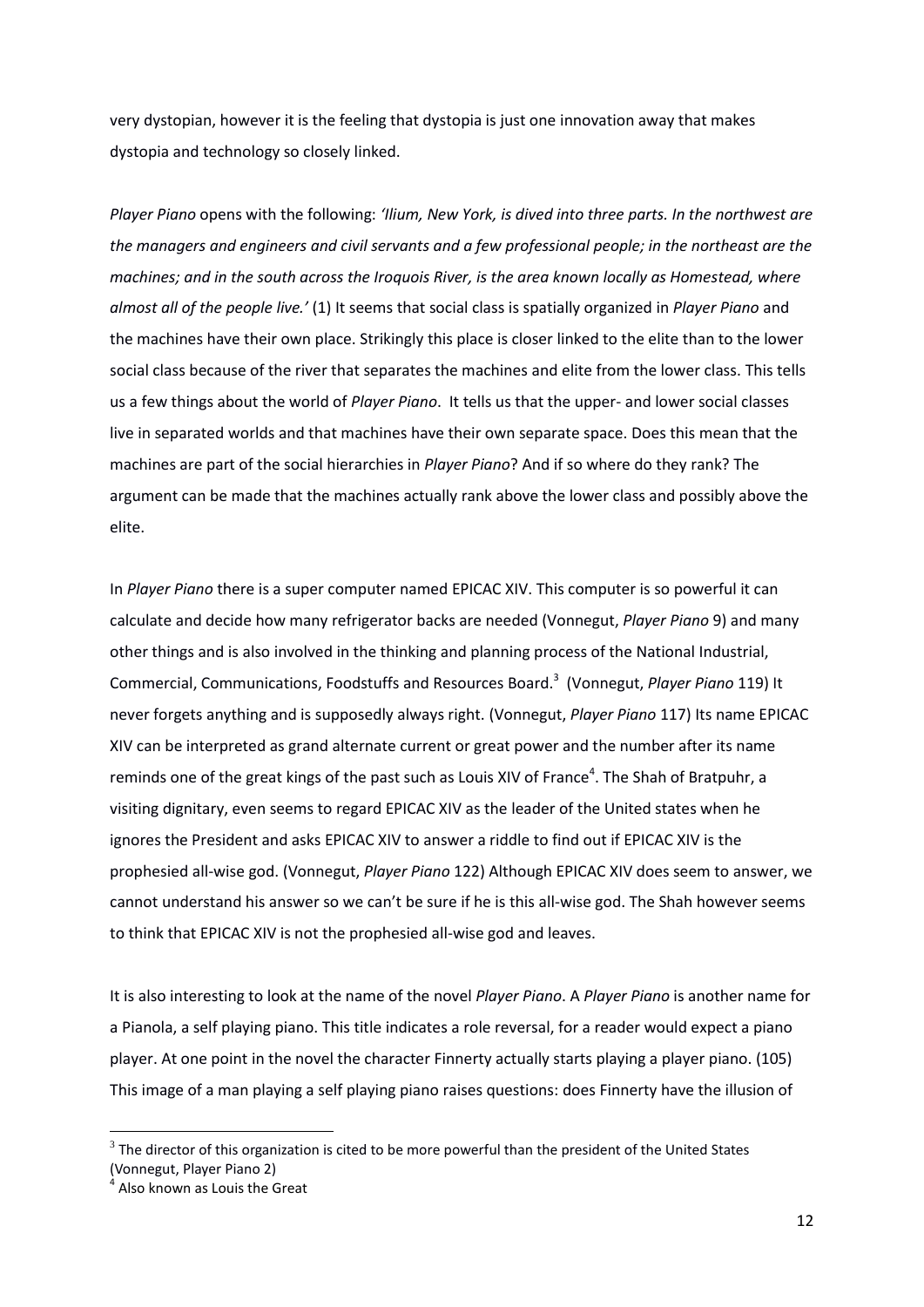very dystopian, however it is the feeling that dystopia is just one innovation away that makes dystopia and technology so closely linked.

*Player Piano* opens with the following: *'Ilium, New York, is dived into three parts. In the northwest are the managers and engineers and civil servants and a few professional people; in the northeast are the machines; and in the south across the Iroquois River, is the area known locally as Homestead, where almost all of the people live.'* (1) It seems that social class is spatially organized in *Player Piano* and the machines have their own place. Strikingly this place is closer linked to the elite than to the lower social class because of the river that separates the machines and elite from the lower class. This tells us a few things about the world of *Player Piano*. It tells us that the upper- and lower social classes live in separated worlds and that machines have their own separate space. Does this mean that the machines are part of the social hierarchies in *Player Piano*? And if so where do they rank? The argument can be made that the machines actually rank above the lower class and possibly above the elite.

In *Player Piano* there is a super computer named EPICAC XIV. This computer is so powerful it can calculate and decide how many refrigerator backs are needed (Vonnegut, *Player Piano* 9) and many other things and is also involved in the thinking and planning process of the National Industrial, Commercial, Communications, Foodstuffs and Resources Board.[3] (Vonnegut, *Player Piano* 119) It never forgets anything and is supposedly always right. (Vonnegut, *Player Piano* 117) Its name EPICAC XIV can be interpreted as grand alternate current or great power and the number after its name reminds one of the great kings of the past such as Louis XIV of France[4]. The Shah of Bratpuhr, a visiting dignitary, even seems to regard EPICAC XIV as the leader of the United states when he ignores the President and asks EPICAC XIV to answer a riddle to find out if EPICAC XIV is the prophesied all-wise god. (Vonnegut, *Player Piano* 122) Although EPICAC XIV does seem to answer, we cannot understand his answer so we can't be sure if he is this all-wise god. The Shah however seems to think that EPICAC XIV is not the prophesied all-wise god and leaves.

It is also interesting to look at the name of the novel *Player Piano*. A *Player Piano* is another name for a Pianola, a self playing piano. This title indicates a role reversal, for a reader would expect a piano player. At one point in the novel the character Finnerty actually starts playing a player piano. (105) This image of a man playing a self playing piano raises questions: does Finnerty have the illusion of

---

[3] The director of this organization is cited to be more powerful than the president of the United States (Vonnegut, Player Piano 2)

[4] Also known as Louis the Great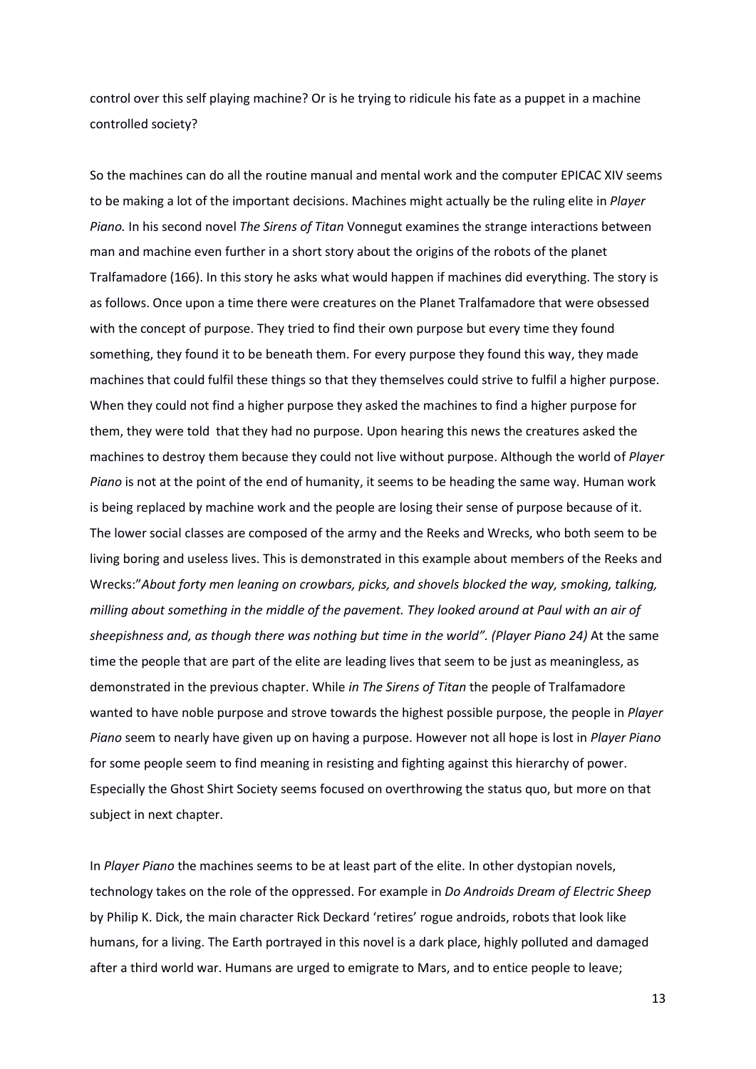control over this self playing machine? Or is he trying to ridicule his fate as a puppet in a machine controlled society?

So the machines can do all the routine manual and mental work and the computer EPICAC XIV seems to be making a lot of the important decisions. Machines might actually be the ruling elite in *Player Piano.* In his second novel *The Sirens of Titan* Vonnegut examines the strange interactions between man and machine even further in a short story about the origins of the robots of the planet Tralfamadore (166). In this story he asks what would happen if machines did everything. The story is as follows. Once upon a time there were creatures on the Planet Tralfamadore that were obsessed with the concept of purpose. They tried to find their own purpose but every time they found something, they found it to be beneath them. For every purpose they found this way, they made machines that could fulfil these things so that they themselves could strive to fulfil a higher purpose. When they could not find a higher purpose they asked the machines to find a higher purpose for them, they were told  that they had no purpose. Upon hearing this news the creatures asked the machines to destroy them because they could not live without purpose. Although the world of *Player Piano* is not at the point of the end of humanity, it seems to be heading the same way. Human work is being replaced by machine work and the people are losing their sense of purpose because of it. The lower social classes are composed of the army and the Reeks and Wrecks, who both seem to be living boring and useless lives. This is demonstrated in this example about members of the Reeks and Wrecks:"*About forty men leaning on crowbars, picks, and shovels blocked the way, smoking, talking, milling about something in the middle of the pavement. They looked around at Paul with an air of sheepishness and, as though there was nothing but time in the world". (Player Piano 24)* At the same time the people that are part of the elite are leading lives that seem to be just as meaningless, as demonstrated in the previous chapter. While *in The Sirens of Titan* the people of Tralfamadore wanted to have noble purpose and strove towards the highest possible purpose, the people in *Player Piano* seem to nearly have given up on having a purpose. However not all hope is lost in *Player Piano* for some people seem to find meaning in resisting and fighting against this hierarchy of power. Especially the Ghost Shirt Society seems focused on overthrowing the status quo, but more on that subject in next chapter.

In *Player Piano* the machines seems to be at least part of the elite. In other dystopian novels, technology takes on the role of the oppressed. For example in *Do Androids Dream of Electric Sheep* by Philip K. Dick, the main character Rick Deckard 'retires' rogue androids, robots that look like humans, for a living. The Earth portrayed in this novel is a dark place, highly polluted and damaged after a third world war. Humans are urged to emigrate to Mars, and to entice people to leave;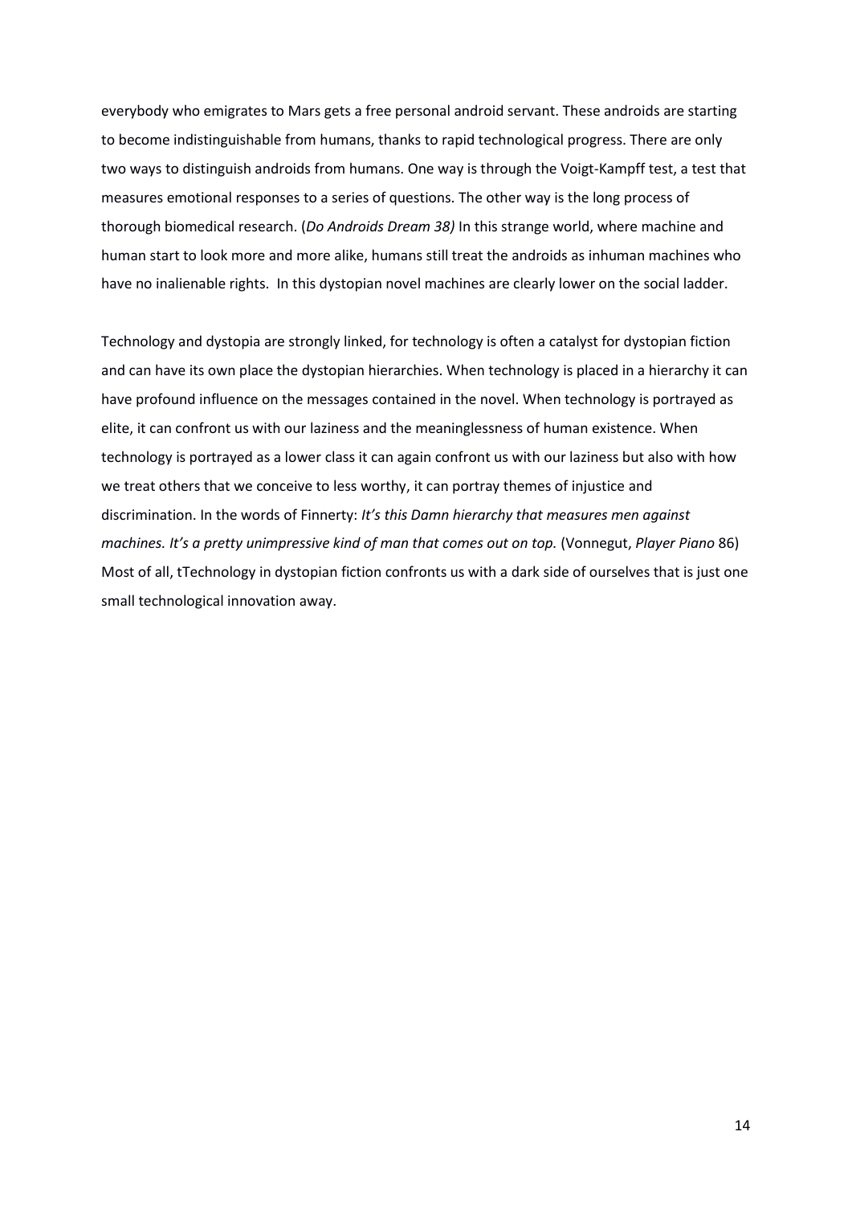everybody who emigrates to Mars gets a free personal android servant. These androids are starting to become indistinguishable from humans, thanks to rapid technological progress. There are only two ways to distinguish androids from humans. One way is through the Voigt-Kampff test, a test that measures emotional responses to a series of questions. The other way is the long process of thorough biomedical research. (*Do Androids Dream 38)* In this strange world, where machine and human start to look more and more alike, humans still treat the androids as inhuman machines who have no inalienable rights. In this dystopian novel machines are clearly lower on the social ladder.

Technology and dystopia are strongly linked, for technology is often a catalyst for dystopian fiction and can have its own place the dystopian hierarchies. When technology is placed in a hierarchy it can have profound influence on the messages contained in the novel. When technology is portrayed as elite, it can confront us with our laziness and the meaninglessness of human existence. When technology is portrayed as a lower class it can again confront us with our laziness but also with how we treat others that we conceive to less worthy, it can portray themes of injustice and discrimination. In the words of Finnerty: *It's this Damn hierarchy that measures men against machines. It's a pretty unimpressive kind of man that comes out on top.* (Vonnegut, *Player Piano* 86) Most of all, tTechnology in dystopian fiction confronts us with a dark side of ourselves that is just one small technological innovation away.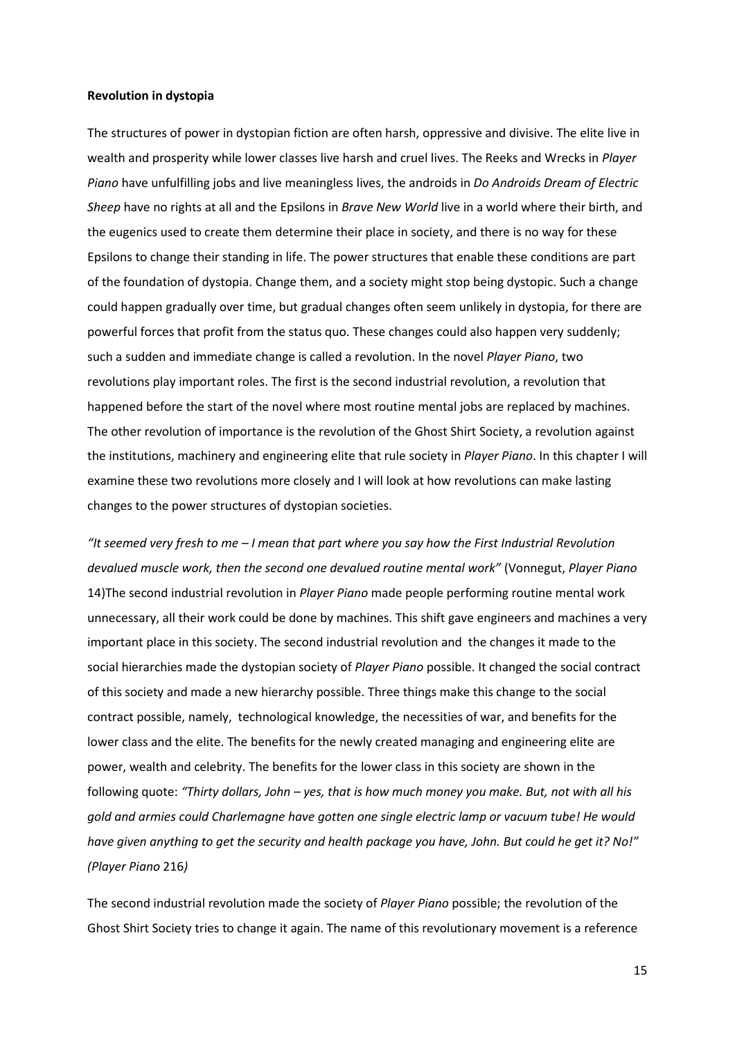**Revolution in dystopia**

The structures of power in dystopian fiction are often harsh, oppressive and divisive. The elite live in wealth and prosperity while lower classes live harsh and cruel lives. The Reeks and Wrecks in *Player Piano* have unfulfilling jobs and live meaningless lives, the androids in *Do Androids Dream of Electric Sheep* have no rights at all and the Epsilons in *Brave New World* live in a world where their birth, and the eugenics used to create them determine their place in society, and there is no way for these Epsilons to change their standing in life. The power structures that enable these conditions are part of the foundation of dystopia. Change them, and a society might stop being dystopic. Such a change could happen gradually over time, but gradual changes often seem unlikely in dystopia, for there are powerful forces that profit from the status quo. These changes could also happen very suddenly; such a sudden and immediate change is called a revolution. In the novel *Player Piano*, two revolutions play important roles. The first is the second industrial revolution, a revolution that happened before the start of the novel where most routine mental jobs are replaced by machines. The other revolution of importance is the revolution of the Ghost Shirt Society, a revolution against the institutions, machinery and engineering elite that rule society in *Player Piano*. In this chapter I will examine these two revolutions more closely and I will look at how revolutions can make lasting changes to the power structures of dystopian societies.

*"It seemed very fresh to me – I mean that part where you say how the First Industrial Revolution devalued muscle work, then the second one devalued routine mental work"* (Vonnegut, *Player Piano* 14)The second industrial revolution in *Player Piano* made people performing routine mental work unnecessary, all their work could be done by machines. This shift gave engineers and machines a very important place in this society. The second industrial revolution and the changes it made to the social hierarchies made the dystopian society of *Player Piano* possible. It changed the social contract of this society and made a new hierarchy possible. Three things make this change to the social contract possible, namely, technological knowledge, the necessities of war, and benefits for the lower class and the elite. The benefits for the newly created managing and engineering elite are power, wealth and celebrity. The benefits for the lower class in this society are shown in the following quote: *"Thirty dollars, John – yes, that is how much money you make. But, not with all his gold and armies could Charlemagne have gotten one single electric lamp or vacuum tube! He would have given anything to get the security and health package you have, John. But could he get it? No!" (Player Piano* 216*)*

The second industrial revolution made the society of *Player Piano* possible; the revolution of the Ghost Shirt Society tries to change it again. The name of this revolutionary movement is a reference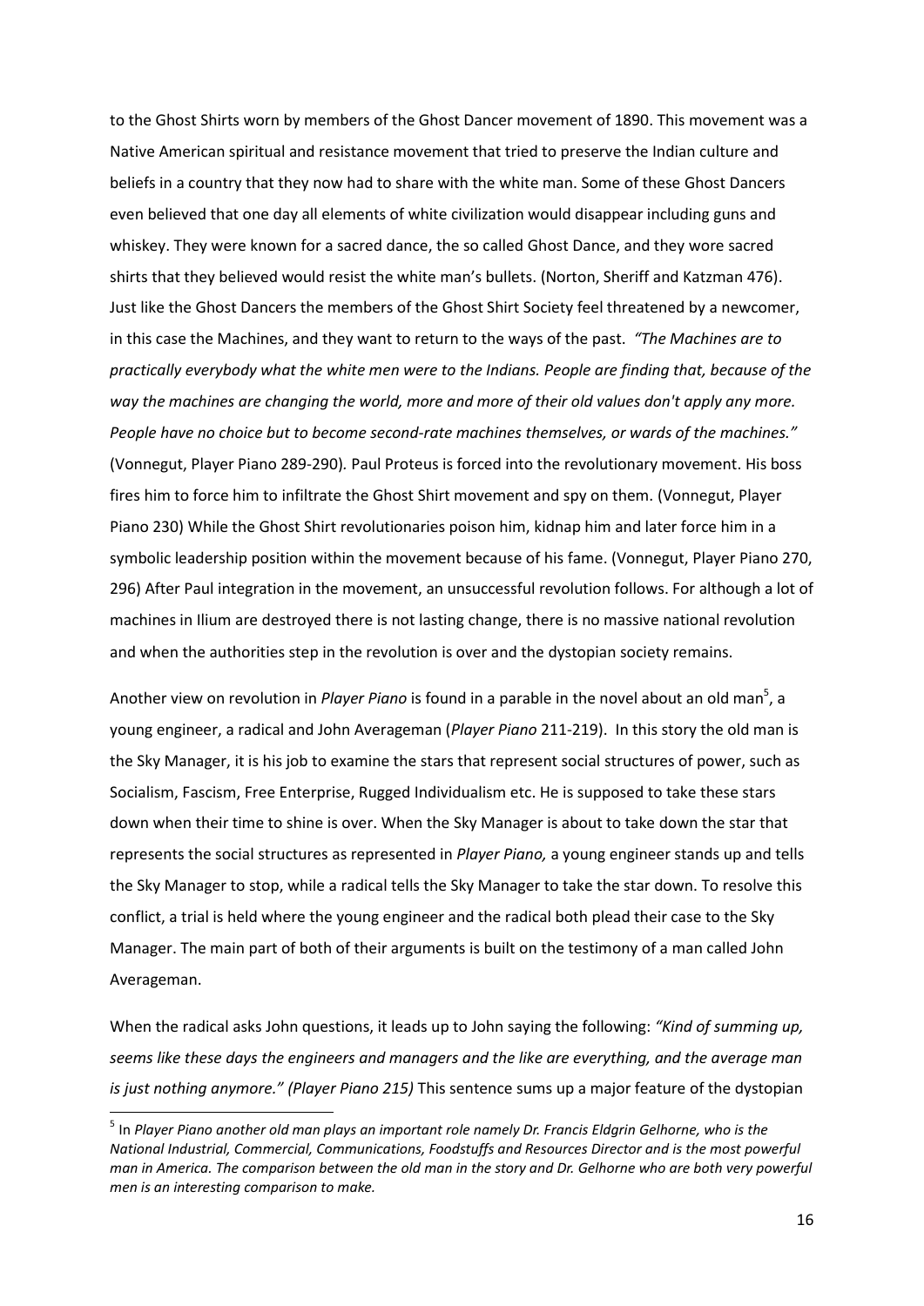to the Ghost Shirts worn by members of the Ghost Dancer movement of 1890. This movement was a Native American spiritual and resistance movement that tried to preserve the Indian culture and beliefs in a country that they now had to share with the white man. Some of these Ghost Dancers even believed that one day all elements of white civilization would disappear including guns and whiskey. They were known for a sacred dance, the so called Ghost Dance, and they wore sacred shirts that they believed would resist the white man's bullets. (Norton, Sheriff and Katzman 476). Just like the Ghost Dancers the members of the Ghost Shirt Society feel threatened by a newcomer, in this case the Machines, and they want to return to the ways of the past. *"The Machines are to practically everybody what the white men were to the Indians. People are finding that, because of the way the machines are changing the world, more and more of their old values don't apply any more. People have no choice but to become second-rate machines themselves, or wards of the machines."* (Vonnegut, Player Piano 289-290). Paul Proteus is forced into the revolutionary movement. His boss fires him to force him to infiltrate the Ghost Shirt movement and spy on them. (Vonnegut, Player Piano 230) While the Ghost Shirt revolutionaries poison him, kidnap him and later force him in a symbolic leadership position within the movement because of his fame. (Vonnegut, Player Piano 270, 296) After Paul integration in the movement, an unsuccessful revolution follows. For although a lot of machines in Ilium are destroyed there is not lasting change, there is no massive national revolution and when the authorities step in the revolution is over and the dystopian society remains.

Another view on revolution in *Player Piano* is found in a parable in the novel about an old man[5], a young engineer, a radical and John Averageman (*Player Piano* 211-219). In this story the old man is the Sky Manager, it is his job to examine the stars that represent social structures of power, such as Socialism, Fascism, Free Enterprise, Rugged Individualism etc. He is supposed to take these stars down when their time to shine is over. When the Sky Manager is about to take down the star that represents the social structures as represented in *Player Piano,* a young engineer stands up and tells the Sky Manager to stop, while a radical tells the Sky Manager to take the star down. To resolve this conflict, a trial is held where the young engineer and the radical both plead their case to the Sky Manager. The main part of both of their arguments is built on the testimony of a man called John Averageman.

When the radical asks John questions, it leads up to John saying the following: *"Kind of summing up, seems like these days the engineers and managers and the like are everything, and the average man is just nothing anymore." (Player Piano 215)* This sentence sums up a major feature of the dystopian

---

[5] In *Player Piano another old man plays an important role namely Dr. Francis Eldgrin Gelhorne, who is the National Industrial, Commercial, Communications, Foodstuffs and Resources Director and is the most powerful man in America. The comparison between the old man in the story and Dr. Gelhorne who are both very powerful men is an interesting comparison to make.*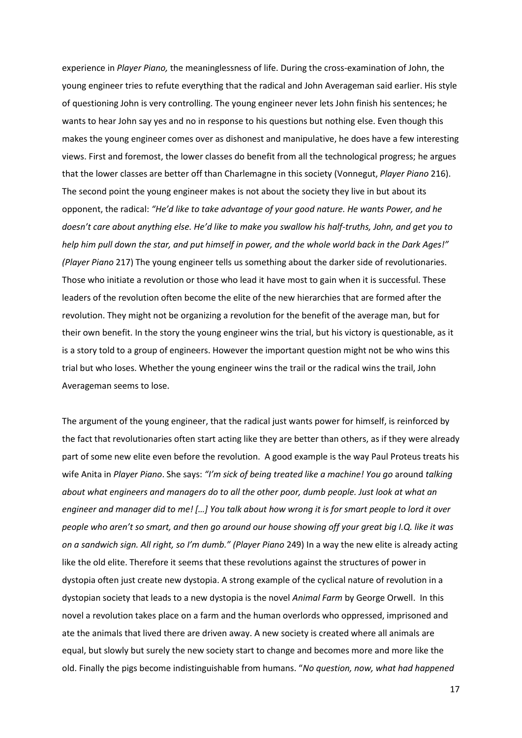experience in *Player Piano,* the meaninglessness of life. During the cross-examination of John, the young engineer tries to refute everything that the radical and John Averageman said earlier. His style of questioning John is very controlling. The young engineer never lets John finish his sentences; he wants to hear John say yes and no in response to his questions but nothing else. Even though this makes the young engineer comes over as dishonest and manipulative, he does have a few interesting views. First and foremost, the lower classes do benefit from all the technological progress; he argues that the lower classes are better off than Charlemagne in this society (Vonnegut, *Player Piano* 216). The second point the young engineer makes is not about the society they live in but about its opponent, the radical: *"He'd like to take advantage of your good nature. He wants Power, and he doesn't care about anything else. He'd like to make you swallow his half-truths, John, and get you to help him pull down the star, and put himself in power, and the whole world back in the Dark Ages!" (Player Piano* 217) The young engineer tells us something about the darker side of revolutionaries. Those who initiate a revolution or those who lead it have most to gain when it is successful. These leaders of the revolution often become the elite of the new hierarchies that are formed after the revolution. They might not be organizing a revolution for the benefit of the average man, but for their own benefit. In the story the young engineer wins the trial, but his victory is questionable, as it is a story told to a group of engineers. However the important question might not be who wins this trial but who loses. Whether the young engineer wins the trail or the radical wins the trail, John Averageman seems to lose.

The argument of the young engineer, that the radical just wants power for himself, is reinforced by the fact that revolutionaries often start acting like they are better than others, as if they were already part of some new elite even before the revolution. A good example is the way Paul Proteus treats his wife Anita in *Player Piano*. She says: *"I'm sick of being treated like a machine! You go* around *talking about what engineers and managers do to all the other poor, dumb people. Just look at what an engineer and manager did to me! […] You talk about how wrong it is for smart people to lord it over people who aren't so smart, and then go around our house showing off your great big I.Q. like it was on a sandwich sign. All right, so I'm dumb." (Player Piano* 249) In a way the new elite is already acting like the old elite. Therefore it seems that these revolutions against the structures of power in dystopia often just create new dystopia. A strong example of the cyclical nature of revolution in a dystopian society that leads to a new dystopia is the novel *Animal Farm* by George Orwell. In this novel a revolution takes place on a farm and the human overlords who oppressed, imprisoned and ate the animals that lived there are driven away. A new society is created where all animals are equal, but slowly but surely the new society start to change and becomes more and more like the old. Finally the pigs become indistinguishable from humans. "*No question, now, what had happened*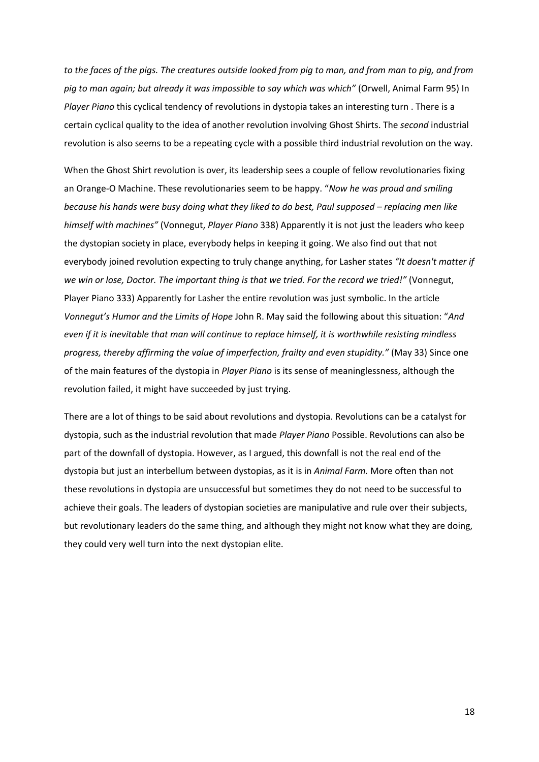*to the faces of the pigs. The creatures outside looked from pig to man, and from man to pig, and from pig to man again; but already it was impossible to say which was which"* (Orwell, Animal Farm 95) In *Player Piano* this cyclical tendency of revolutions in dystopia takes an interesting turn . There is a certain cyclical quality to the idea of another revolution involving Ghost Shirts. The *second* industrial revolution is also seems to be a repeating cycle with a possible third industrial revolution on the way.

When the Ghost Shirt revolution is over, its leadership sees a couple of fellow revolutionaries fixing an Orange-O Machine. These revolutionaries seem to be happy. "*Now he was proud and smiling because his hands were busy doing what they liked to do best, Paul supposed – replacing men like himself with machines"* (Vonnegut, *Player Piano* 338) Apparently it is not just the leaders who keep the dystopian society in place, everybody helps in keeping it going. We also find out that not everybody joined revolution expecting to truly change anything, for Lasher states *"It doesn't matter if we win or lose, Doctor. The important thing is that we tried. For the record we tried!"* (Vonnegut, Player Piano 333) Apparently for Lasher the entire revolution was just symbolic. In the article *Vonnegut's Humor and the Limits of Hope* John R. May said the following about this situation: "*And even if it is inevitable that man will continue to replace himself, it is worthwhile resisting mindless progress, thereby affirming the value of imperfection, frailty and even stupidity."* (May 33) Since one of the main features of the dystopia in *Player Piano* is its sense of meaninglessness, although the revolution failed, it might have succeeded by just trying.

There are a lot of things to be said about revolutions and dystopia. Revolutions can be a catalyst for dystopia, such as the industrial revolution that made *Player Piano* Possible. Revolutions can also be part of the downfall of dystopia. However, as I argued, this downfall is not the real end of the dystopia but just an interbellum between dystopias, as it is in *Animal Farm.* More often than not these revolutions in dystopia are unsuccessful but sometimes they do not need to be successful to achieve their goals. The leaders of dystopian societies are manipulative and rule over their subjects, but revolutionary leaders do the same thing, and although they might not know what they are doing, they could very well turn into the next dystopian elite.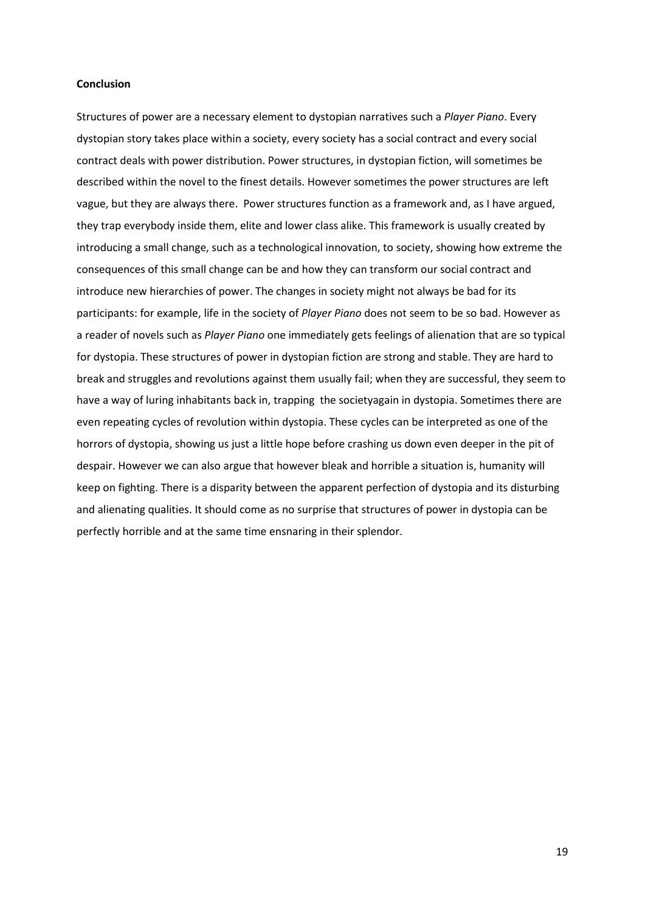**Conclusion**

Structures of power are a necessary element to dystopian narratives such a *Player Piano*. Every dystopian story takes place within a society, every society has a social contract and every social contract deals with power distribution. Power structures, in dystopian fiction, will sometimes be described within the novel to the finest details. However sometimes the power structures are left vague, but they are always there. Power structures function as a framework and, as I have argued, they trap everybody inside them, elite and lower class alike. This framework is usually created by introducing a small change, such as a technological innovation, to society, showing how extreme the consequences of this small change can be and how they can transform our social contract and introduce new hierarchies of power. The changes in society might not always be bad for its participants: for example, life in the society of *Player Piano* does not seem to be so bad. However as a reader of novels such as *Player Piano* one immediately gets feelings of alienation that are so typical for dystopia. These structures of power in dystopian fiction are strong and stable. They are hard to break and struggles and revolutions against them usually fail; when they are successful, they seem to have a way of luring inhabitants back in, trapping the societyagain in dystopia. Sometimes there are even repeating cycles of revolution within dystopia. These cycles can be interpreted as one of the horrors of dystopia, showing us just a little hope before crashing us down even deeper in the pit of despair. However we can also argue that however bleak and horrible a situation is, humanity will keep on fighting. There is a disparity between the apparent perfection of dystopia and its disturbing and alienating qualities. It should come as no surprise that structures of power in dystopia can be perfectly horrible and at the same time ensnaring in their splendor.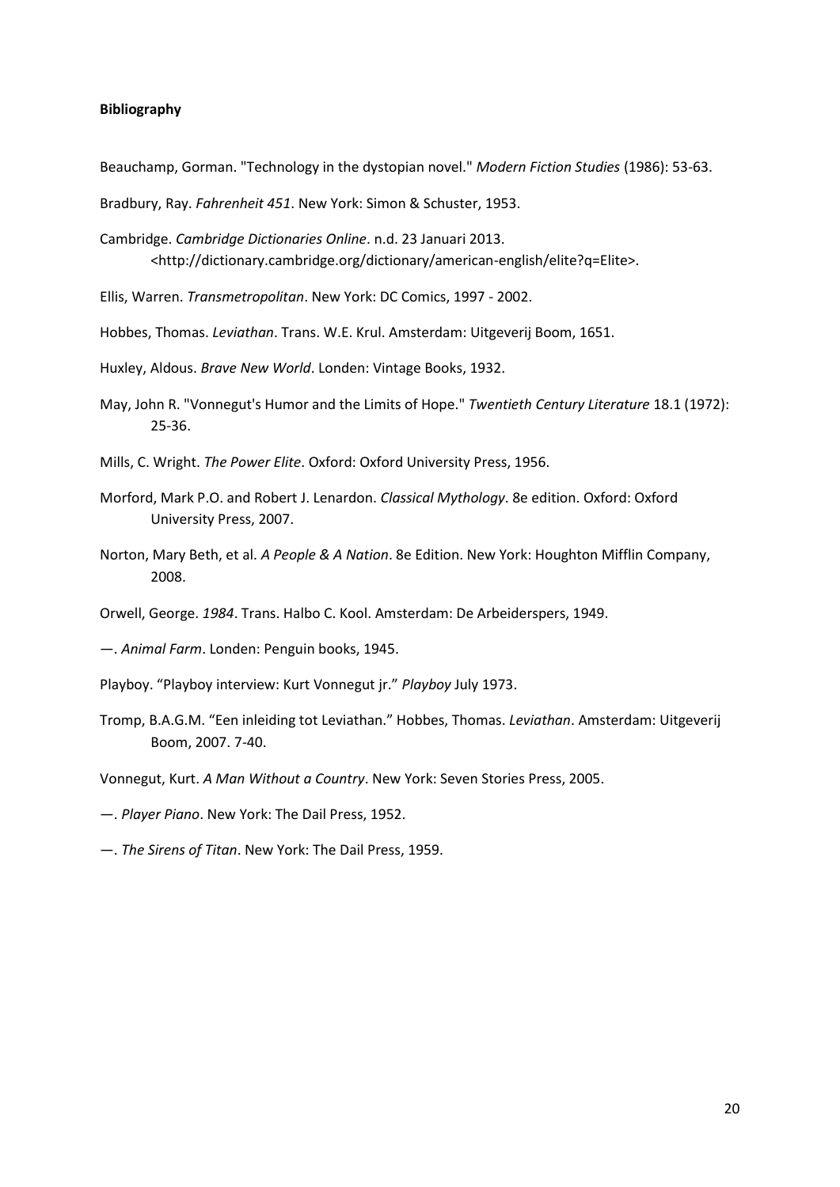**Bibliography**

Beauchamp, Gorman. "Technology in the dystopian novel." *Modern Fiction Studies* (1986): 53-63.

Bradbury, Ray. *Fahrenheit 451*. New York: Simon & Schuster, 1953.

Cambridge. *Cambridge Dictionaries Online*. n.d. 23 Januari 2013. <http://dictionary.cambridge.org/dictionary/american-english/elite?q=Elite>.

Ellis, Warren. *Transmetropolitan*. New York: DC Comics, 1997 - 2002.

Hobbes, Thomas. *Leviathan*. Trans. W.E. Krul. Amsterdam: Uitgeverij Boom, 1651.

Huxley, Aldous. *Brave New World*. Londen: Vintage Books, 1932.

May, John R. "Vonnegut's Humor and the Limits of Hope." *Twentieth Century Literature* 18.1 (1972): 25-36.

Mills, C. Wright. *The Power Elite*. Oxford: Oxford University Press, 1956.

Morford, Mark P.O. and Robert J. Lenardon. *Classical Mythology*. 8e edition. Oxford: Oxford University Press, 2007.

Norton, Mary Beth, et al. *A People & A Nation*. 8e Edition. New York: Houghton Mifflin Company, 2008.

Orwell, George. *1984*. Trans. Halbo C. Kool. Amsterdam: De Arbeiderspers, 1949.

—. *Animal Farm*. Londen: Penguin books, 1945.

Playboy. "Playboy interview: Kurt Vonnegut jr." *Playboy* July 1973.

Tromp, B.A.G.M. "Een inleiding tot Leviathan." Hobbes, Thomas. *Leviathan*. Amsterdam: Uitgeverij Boom, 2007. 7-40.

Vonnegut, Kurt. *A Man Without a Country*. New York: Seven Stories Press, 2005.

—. *Player Piano*. New York: The Dail Press, 1952.

—. *The Sirens of Titan*. New York: The Dail Press, 1959.